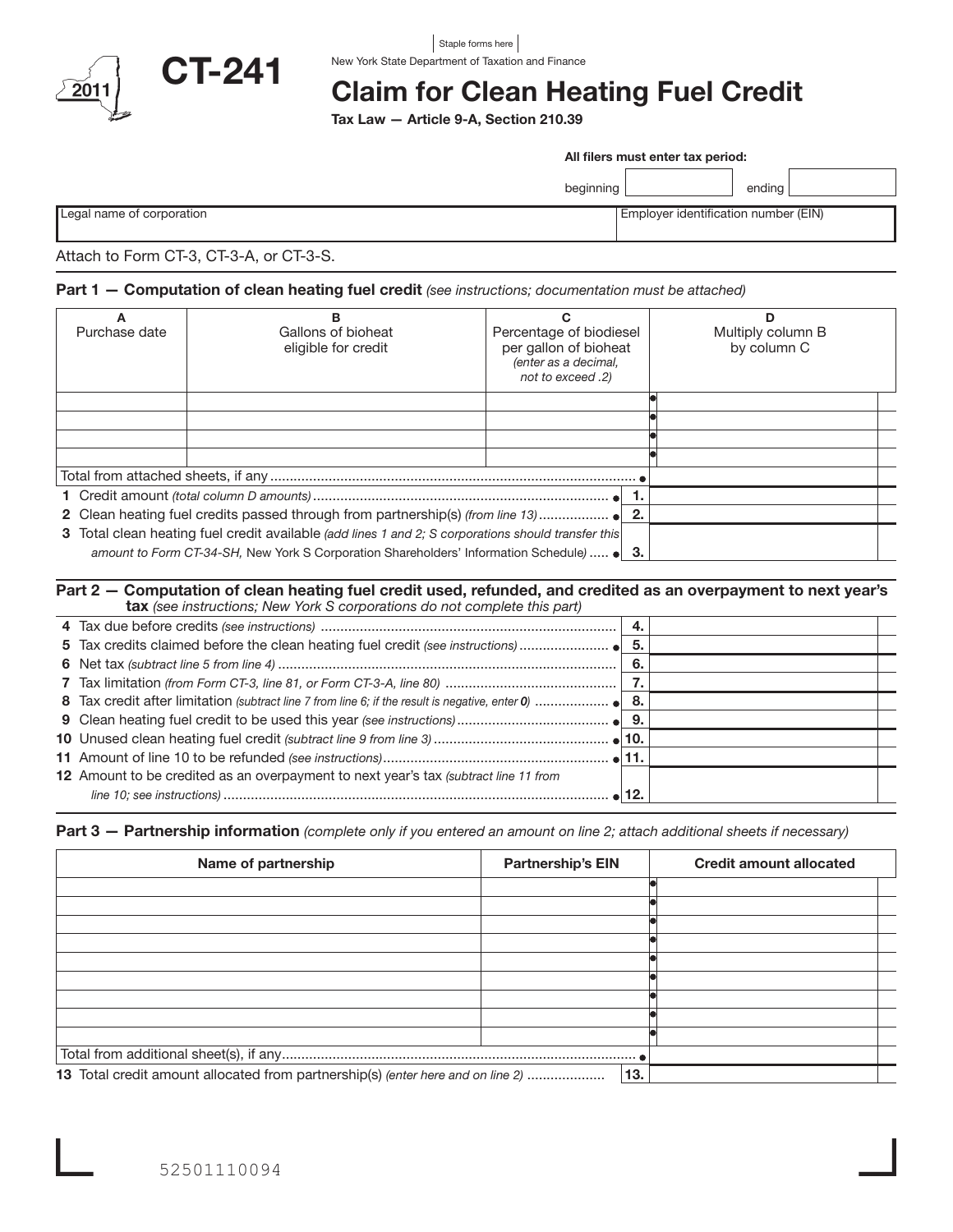Staple forms here

New York State Department of Taxation and Finance

2011

# CT-241

# Claim for Clean Heating Fuel Credit

**Tax Law — Article 9-A, Section 210.39**

**All filers must enter tax period:**

beginning ______ ending ______

| Legal name of corporation | Employer identification number (EIN) |
|---|---|
| | |

Attach to Form CT-3, CT-3-A, or CT-3-S.

## Part 1 — Computation of clean heating fuel credit *(see instructions; documentation must be attached)*

| A<br>Purchase date | B<br>Gallons of bioheat eligible for credit | C<br>Percentage of biodiesel per gallon of bioheat *(enter as a decimal, not to exceed .2)* | D<br>Multiply column B by column C |
|---|---|---|---|
| | | | |
| | | | |
| | | | |
| | | | |
| Total from attached sheets, if any | | | |

| | | |
|---|---|---|
| **1** Credit amount *(total column D amounts)* | 1. | |
| **2** Clean heating fuel credits passed through from partnership(s) *(from line 13)* | 2. | |
| **3** Total clean heating fuel credit available *(add lines 1 and 2; S corporations should transfer this amount to Form CT-34-SH,* New York S Corporation Shareholders' Information Schedule*)* | 3. | |

## Part 2 — Computation of clean heating fuel credit used, refunded, and credited as an overpayment to next year's tax *(see instructions; New York S corporations do not complete this part)*

| | | |
|---|---|---|
| **4** Tax due before credits *(see instructions)* | 4. | |
| **5** Tax credits claimed before the clean heating fuel credit *(see instructions)* | 5. | |
| **6** Net tax *(subtract line 5 from line 4)* | 6. | |
| **7** Tax limitation *(from Form CT-3, line 81, or Form CT-3-A, line 80)* | 7. | |
| **8** Tax credit after limitation *(subtract line 7 from line 6; if the result is negative, enter **0**)* | 8. | |
| **9** Clean heating fuel credit to be used this year *(see instructions)* | 9. | |
| **10** Unused clean heating fuel credit *(subtract line 9 from line 3)* | 10. | |
| **11** Amount of line 10 to be refunded *(see instructions)* | 11. | |
| **12** Amount to be credited as an overpayment to next year's tax *(subtract line 11 from line 10; see instructions)* | 12. | |

## Part 3 — Partnership information *(complete only if you entered an amount on line 2; attach additional sheets if necessary)*

| Name of partnership | Partnership's EIN | Credit amount allocated |
|---|---|---|
| | | |
| | | |
| | | |
| | | |
| | | |
| | | |
| | | |
| | | |
| | | |
| Total from additional sheet(s), if any | | |

| | | |
|---|---|---|
| **13** Total credit amount allocated from partnership(s) *(enter here and on line 2)* | 13. | |

52501110094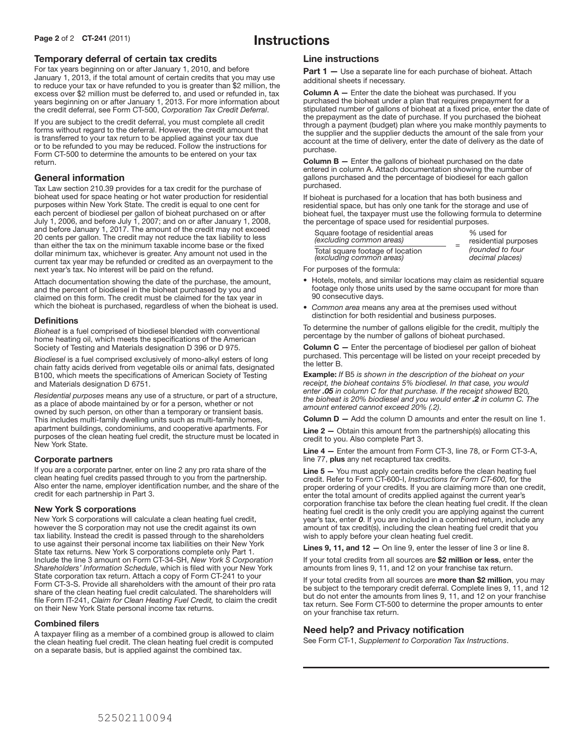# Instructions

## Temporary deferral of certain tax credits

For tax years beginning on or after January 1, 2010, and before January 1, 2013, if the total amount of certain credits that you may use to reduce your tax or have refunded to you is greater than $2 million, the excess over $2 million must be deferred to, and used or refunded in, tax years beginning on or after January 1, 2013. For more information about the credit deferral, see Form CT-500, *Corporation Tax Credit Deferral*.

If you are subject to the credit deferral, you must complete all credit forms without regard to the deferral. However, the credit amount that is transferred to your tax return to be applied against your tax due or to be refunded to you may be reduced. Follow the instructions for Form CT-500 to determine the amounts to be entered on your tax return.

## General information

Tax Law section 210.39 provides for a tax credit for the purchase of bioheat used for space heating or hot water production for residential purposes within New York State. The credit is equal to one cent for each percent of biodiesel per gallon of bioheat purchased on or after July 1, 2006, and before July 1, 2007; and on or after January 1, 2008, and before January 1, 2017. The amount of the credit may not exceed 20 cents per gallon. The credit may not reduce the tax liability to less than either the tax on the minimum taxable income base or the fixed dollar minimum tax, whichever is greater. Any amount not used in the current tax year may be refunded or credited as an overpayment to the next year's tax. No interest will be paid on the refund.

Attach documentation showing the date of the purchase, the amount, and the percent of biodiesel in the bioheat purchased by you and claimed on this form. The credit must be claimed for the tax year in which the bioheat is purchased, regardless of when the bioheat is used.

### Definitions

*Bioheat* is a fuel comprised of biodiesel blended with conventional home heating oil, which meets the specifications of the American Society of Testing and Materials designation D 396 or D 975.

*Biodiesel* is a fuel comprised exclusively of mono-alkyl esters of long chain fatty acids derived from vegetable oils or animal fats, designated B100, which meets the specifications of American Society of Testing and Materials designation D 6751.

*Residential purposes* means any use of a structure, or part of a structure, as a place of abode maintained by or for a person, whether or not owned by such person, on other than a temporary or transient basis. This includes multi-family dwelling units such as multi-family homes, apartment buildings, condominiums, and cooperative apartments. For purposes of the clean heating fuel credit, the structure must be located in New York State.

### Corporate partners

If you are a corporate partner, enter on line 2 any pro rata share of the clean heating fuel credits passed through to you from the partnership. Also enter the name, employer identification number, and the share of the credit for each partnership in Part 3.

### New York S corporations

New York S corporations will calculate a clean heating fuel credit, however the S corporation may not use the credit against its own tax liability. Instead the credit is passed through to the shareholders to use against their personal income tax liabilities on their New York State tax returns. New York S corporations complete only Part 1. Include the line 3 amount on Form CT-34-SH, *New York S Corporation Shareholders' Information Schedule*, which is filed with your New York State corporation tax return. Attach a copy of Form CT-241 to your Form CT-3-S. Provide all shareholders with the amount of their pro rata share of the clean heating fuel credit calculated. The shareholders will file Form IT-241, *Claim for Clean Heating Fuel Credit,* to claim the credit on their New York State personal income tax returns.

### Combined filers

A taxpayer filing as a member of a combined group is allowed to claim the clean heating fuel credit. The clean heating fuel credit is computed on a separate basis, but is applied against the combined tax.

## Line instructions

**Part 1 —** Use a separate line for each purchase of bioheat. Attach additional sheets if necessary.

**Column A —** Enter the date the bioheat was purchased. If you purchased the bioheat under a plan that requires prepayment for a stipulated number of gallons of bioheat at a fixed price, enter the date of the prepayment as the date of purchase. If you purchased the bioheat through a payment (budget) plan where you make monthly payments to the supplier and the supplier deducts the amount of the sale from your account at the time of delivery, enter the date of delivery as the date of purchase.

**Column B —** Enter the gallons of bioheat purchased on the date entered in column A. Attach documentation showing the number of gallons purchased and the percentage of biodiesel for each gallon purchased.

If bioheat is purchased for a location that has both business and residential space, but has only one tank for the storage and use of bioheat fuel, the taxpayer must use the following formula to determine the percentage of space used for residential purposes.

$$\frac{\text{Square footage of residential areas } \textit{(excluding common areas)}}{\text{Total square footage of location } \textit{(excluding common areas)}} = \text{\% used for residential purposes } \textit{(rounded to four decimal places)}$$

For purposes of the formula:

- Hotels, motels, and similar locations may claim as residential square footage only those units used by the same occupant for more than 90 consecutive days.
- *Common area* means any area at the premises used without distinction for both residential and business purposes.

To determine the number of gallons eligible for the credit, multiply the percentage by the number of gallons of bioheat purchased.

**Column C —** Enter the percentage of biodiesel per gallon of bioheat purchased. This percentage will be listed on your receipt preceded by the letter B.

**Example:** *If* B5 *is shown in the description of the bioheat on your receipt, the bioheat contains 5% biodiesel. In that case, you would enter **.05** in column C for that purchase. If the receipt showed* B20*, the bioheat is 20% biodiesel and you would enter **.2** in column C. The amount entered cannot exceed 20% (.2).*

**Column D —** Add the column D amounts and enter the result on line 1.

**Line 2 —** Obtain this amount from the partnership(s) allocating this credit to you. Also complete Part 3.

**Line 4 —** Enter the amount from Form CT-3, line 78, or Form CT-3-A, line 77, **plus** any net recaptured tax credits.

**Line 5 —** You must apply certain credits before the clean heating fuel credit. Refer to Form CT-600-I, *Instructions for Form CT-600,* for the proper ordering of your credits. If you are claiming more than one credit, enter the total amount of credits applied against the current year's corporation franchise tax before the clean heating fuel credit. If the clean heating fuel credit is the only credit you are applying against the current year's tax, enter ***0***. If you are included in a combined return, include any amount of tax credit(s), including the clean heating fuel credit that you wish to apply before your clean heating fuel credit.

**Lines 9, 11, and 12 —** On line 9, enter the lesser of line 3 or line 8.

If your total credits from all sources are **$2 million or less**, enter the amounts from lines 9, 11, and 12 on your franchise tax return.

If your total credits from all sources are **more than $2 million**, you may be subject to the temporary credit deferral. Complete lines 9, 11, and 12 but do not enter the amounts from lines 9, 11, and 12 on your franchise tax return. See Form CT-500 to determine the proper amounts to enter on your franchise tax return.

## Need help? and Privacy notification

See Form CT-1, *Supplement to Corporation Tax Instructions*.

52502110094